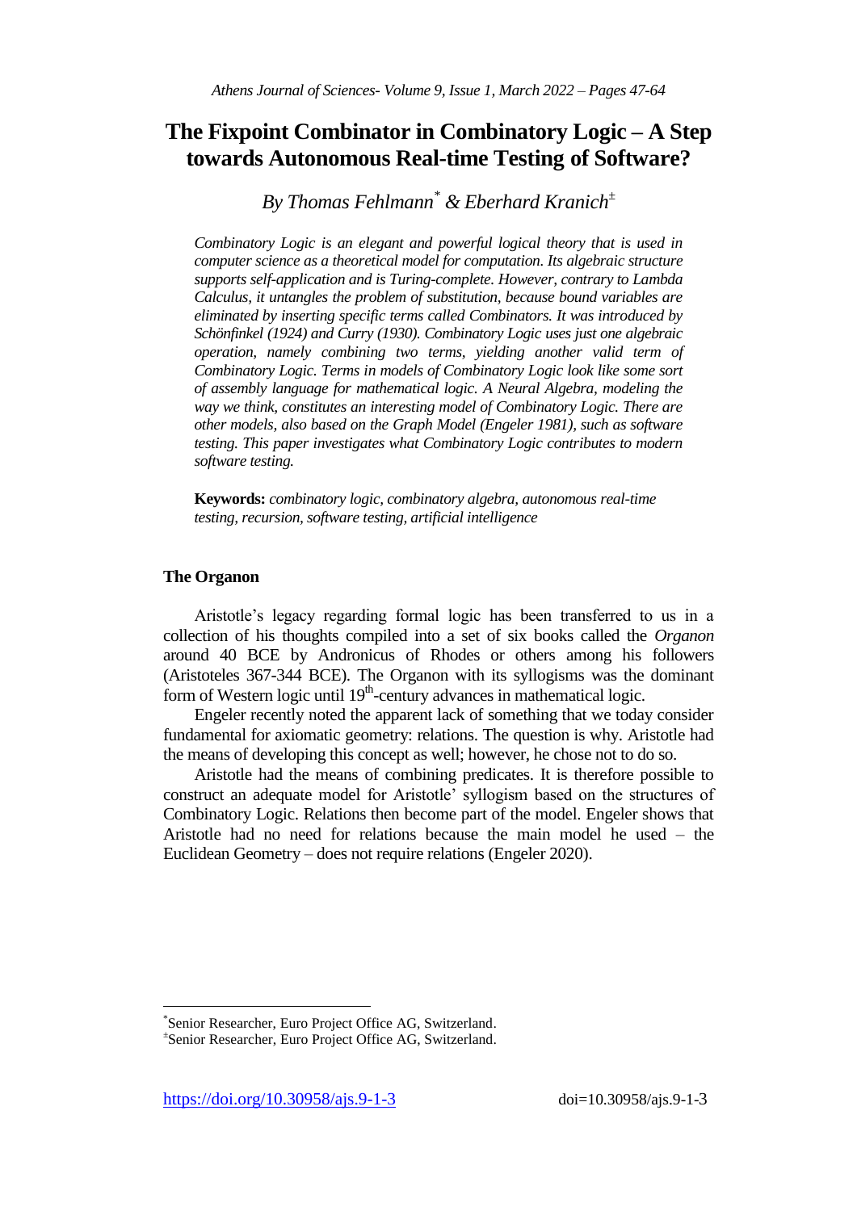# The Fixpoint Combinator in Combinatory Logic – A Step towards Autonomous Real-time Testing of Software?

*By Thomas Fehlmann[*] & Eberhard Kranich[±]*

*Combinatory Logic is an elegant and powerful logical theory that is used in computer science as a theoretical model for computation. Its algebraic structure supports self-application and is Turing-complete. However, contrary to Lambda Calculus, it untangles the problem of substitution, because bound variables are eliminated by inserting specific terms called Combinators. It was introduced by Schönfinkel (1924) and Curry (1930). Combinatory Logic uses just one algebraic operation, namely combining two terms, yielding another valid term of Combinatory Logic. Terms in models of Combinatory Logic look like some sort of assembly language for mathematical logic. A Neural Algebra, modeling the way we think, constitutes an interesting model of Combinatory Logic. There are other models, also based on the Graph Model (Engeler 1981), such as software testing. This paper investigates what Combinatory Logic contributes to modern software testing.*

**Keywords:** *combinatory logic, combinatory algebra, autonomous real-time testing, recursion, software testing, artificial intelligence*

## The Organon

Aristotle's legacy regarding formal logic has been transferred to us in a collection of his thoughts compiled into a set of six books called the *Organon* around 40 BCE by Andronicus of Rhodes or others among his followers (Aristoteles 367-344 BCE). The Organon with its syllogisms was the dominant form of Western logic until 19th-century advances in mathematical logic.

Engeler recently noted the apparent lack of something that we today consider fundamental for axiomatic geometry: relations. The question is why. Aristotle had the means of developing this concept as well; however, he chose not to do so.

Aristotle had the means of combining predicates. It is therefore possible to construct an adequate model for Aristotle' syllogism based on the structures of Combinatory Logic. Relations then become part of the model. Engeler shows that Aristotle had no need for relations because the main model he used – the Euclidean Geometry – does not require relations (Engeler 2020).

---

[*] Senior Researcher, Euro Project Office AG, Switzerland.

[±] Senior Researcher, Euro Project Office AG, Switzerland.

https://doi.org/10.30958/ajs.9-1-3 doi=10.30958/ajs.9-1-3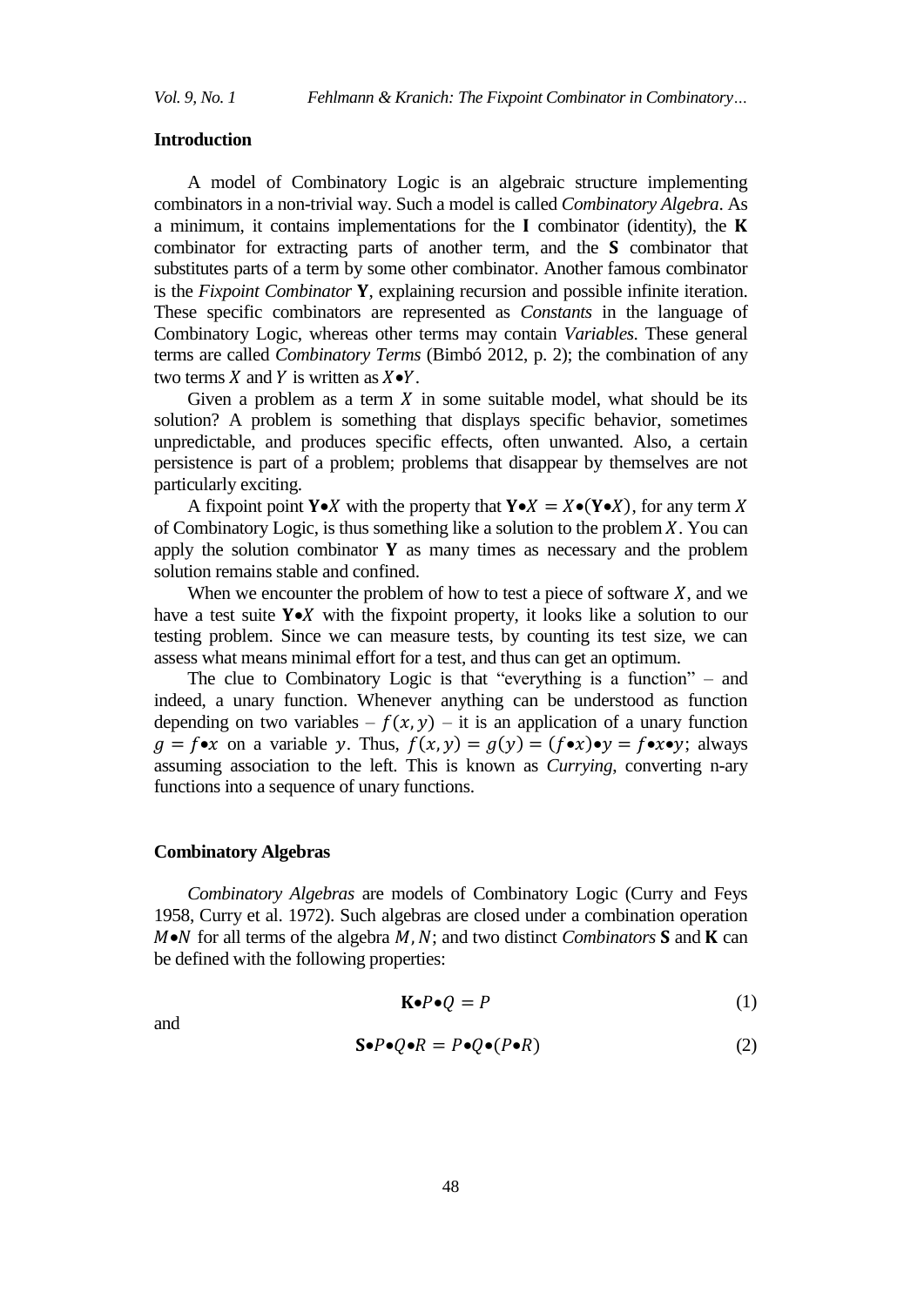## Introduction

A model of Combinatory Logic is an algebraic structure implementing combinators in a non-trivial way. Such a model is called *Combinatory Algebra*. As a minimum, it contains implementations for the **I** combinator (identity), the **K** combinator for extracting parts of another term, and the **S** combinator that substitutes parts of a term by some other combinator. Another famous combinator is the *Fixpoint Combinator* **Y**, explaining recursion and possible infinite iteration. These specific combinators are represented as *Constants* in the language of Combinatory Logic, whereas other terms may contain *Variables*. These general terms are called *Combinatory Terms* (Bimbó 2012, p. 2); the combination of any two terms $X$ and $Y$ is written as $X \bullet Y$.

Given a problem as a term $X$ in some suitable model, what should be its solution? A problem is something that displays specific behavior, sometimes unpredictable, and produces specific effects, often unwanted. Also, a certain persistence is part of a problem; problems that disappear by themselves are not particularly exciting.

A fixpoint point $\mathbf{Y} \bullet X$ with the property that $\mathbf{Y} \bullet X = X \bullet (\mathbf{Y} \bullet X)$, for any term $X$ of Combinatory Logic, is thus something like a solution to the problem $X$. You can apply the solution combinator **Y** as many times as necessary and the problem solution remains stable and confined.

When we encounter the problem of how to test a piece of software $X$, and we have a test suite $\mathbf{Y} \bullet X$ with the fixpoint property, it looks like a solution to our testing problem. Since we can measure tests, by counting its test size, we can assess what means minimal effort for a test, and thus can get an optimum.

The clue to Combinatory Logic is that "everything is a function" – and indeed, a unary function. Whenever anything can be understood as function depending on two variables – $f(x, y)$ – it is an application of a unary function $g = f \bullet x$ on a variable $y$. Thus, $f(x, y) = g(y) = (f \bullet x) \bullet y = f \bullet x \bullet y$; always assuming association to the left. This is known as *Currying*, converting n-ary functions into a sequence of unary functions.

## Combinatory Algebras

*Combinatory Algebras* are models of Combinatory Logic (Curry and Feys 1958, Curry et al. 1972). Such algebras are closed under a combination operation $M \bullet N$ for all terms of the algebra $M, N$; and two distinct *Combinators* **S** and **K** can be defined with the following properties:

$$\mathbf{K} \bullet P \bullet Q = P \tag{1}$$

and

$$\mathbf{S} \bullet P \bullet Q \bullet R = P \bullet Q \bullet (P \bullet R) \tag{2}$$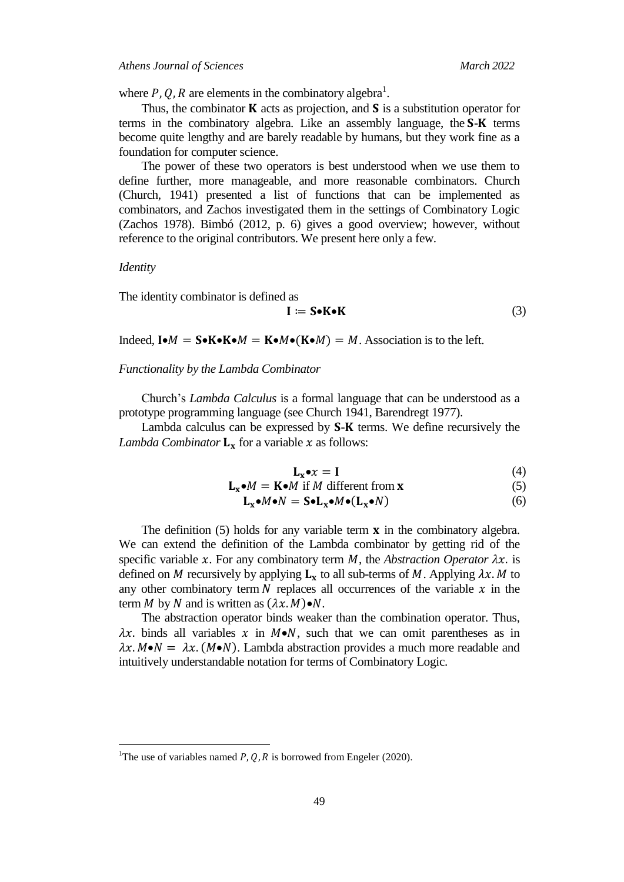where $P, Q, R$ are elements in the combinatory algebra[1].

Thus, the combinator $\mathbf{K}$ acts as projection, and $\mathbf{S}$ is a substitution operator for terms in the combinatory algebra. Like an assembly language, the $\mathbf{S}$-$\mathbf{K}$ terms become quite lengthy and are barely readable by humans, but they work fine as a foundation for computer science.

The power of these two operators is best understood when we use them to define further, more manageable, and more reasonable combinators. Church (Church, 1941) presented a list of functions that can be implemented as combinators, and Zachos investigated them in the settings of Combinatory Logic (Zachos 1978). Bimbó (2012, p. 6) gives a good overview; however, without reference to the original contributors. We present here only a few.

*Identity*

The identity combinator is defined as

$$\mathbf{I} \coloneqq \mathbf{S}\bullet\mathbf{K}\bullet\mathbf{K} \tag{3}$$

Indeed, $\mathbf{I}\bullet M = \mathbf{S}\bullet\mathbf{K}\bullet\mathbf{K}\bullet M = \mathbf{K}\bullet M\bullet(\mathbf{K}\bullet M) = M$. Association is to the left.

*Functionality by the Lambda Combinator*

Church's *Lambda Calculus* is a formal language that can be understood as a prototype programming language (see Church 1941, Barendregt 1977).

Lambda calculus can be expressed by $\mathbf{S}$-$\mathbf{K}$ terms. We define recursively the *Lambda Combinator* $\mathbf{L_x}$ for a variable $x$ as follows:

$$\mathbf{L_x}\bullet x = \mathbf{I} \tag{4}$$

$$\mathbf{L_x}\bullet M = \mathbf{K}\bullet M \text{ if } M \text{ different from } \mathbf{x} \tag{5}$$

$$\mathbf{L_x}\bullet M\bullet N = \mathbf{S}\bullet\mathbf{L_x}\bullet M\bullet(\mathbf{L_x}\bullet N) \tag{6}$$

The definition (5) holds for any variable term $\mathbf{x}$ in the combinatory algebra. We can extend the definition of the Lambda combinator by getting rid of the specific variable $x$. For any combinatory term $M$, the *Abstraction Operator* $\lambda x.$ is defined on $M$ recursively by applying $\mathbf{L_x}$ to all sub-terms of $M$. Applying $\lambda x.M$ to any other combinatory term $N$ replaces all occurrences of the variable $x$ in the term $M$ by $N$ and is written as $(\lambda x.M)\bullet N$.

The abstraction operator binds weaker than the combination operator. Thus, $\lambda x.$ binds all variables $x$ in $M\bullet N$, such that we can omit parentheses as in $\lambda x.M\bullet N = \lambda x.(M\bullet N)$. Lambda abstraction provides a much more readable and intuitively understandable notation for terms of Combinatory Logic.

[1] The use of variables named $P, Q, R$ is borrowed from Engeler (2020).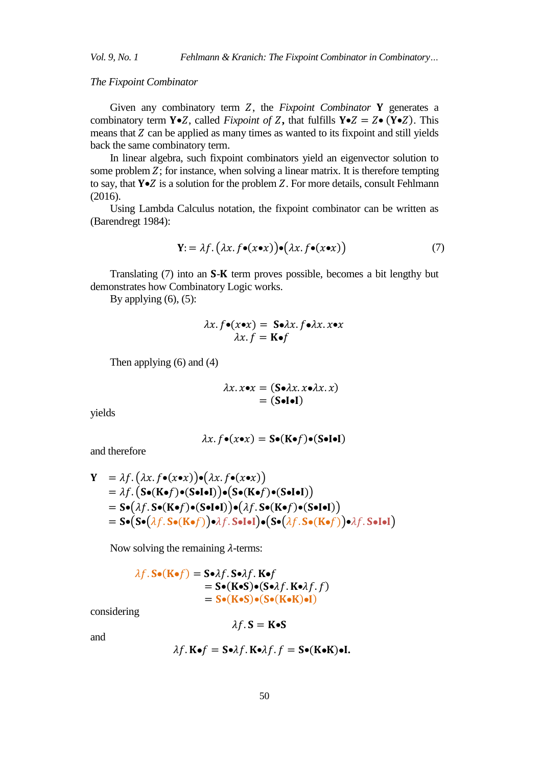*The Fixpoint Combinator*

Given any combinatory term $Z$, the *Fixpoint Combinator* **Y** generates a combinatory term $\mathbf{Y}\bullet Z$, called *Fixpoint of* $Z$**,** that fulfills $\mathbf{Y}\bullet Z = Z\bullet(\mathbf{Y}\bullet Z)$. This means that $Z$ can be applied as many times as wanted to its fixpoint and still yields back the same combinatory term.

In linear algebra, such fixpoint combinators yield an eigenvector solution to some problem $Z$; for instance, when solving a linear matrix. It is therefore tempting to say, that $\mathbf{Y}\bullet Z$ is a solution for the problem $Z$. For more details, consult Fehlmann (2016).

Using Lambda Calculus notation, the fixpoint combinator can be written as (Barendregt 1984):

$$\mathbf{Y} := \lambda f.\left(\lambda x. f\bullet(x\bullet x)\right)\bullet\left(\lambda x. f\bullet(x\bullet x)\right) \tag{7}$$

Translating (7) into an **S**-**K** term proves possible, becomes a bit lengthy but demonstrates how Combinatory Logic works.

By applying (6), (5):

$$\begin{aligned}\lambda x. f\bullet(x\bullet x) &= \mathbf{S}\bullet\lambda x. f\bullet\lambda x. x\bullet x\\ \lambda x. f &= \mathbf{K}\bullet f\end{aligned}$$

Then applying (6) and (4)

$$\begin{aligned}\lambda x. x\bullet x &= (\mathbf{S}\bullet\lambda x. x\bullet\lambda x. x)\\ &= (\mathbf{S}\bullet\mathbf{I}\bullet\mathbf{I})\end{aligned}$$

yields

$$\lambda x. f\bullet(x\bullet x) = \mathbf{S}\bullet(\mathbf{K}\bullet f)\bullet(\mathbf{S}\bullet\mathbf{I}\bullet\mathbf{I})$$

and therefore

$$\begin{aligned}\mathbf{Y} &= \lambda f.\left(\lambda x. f\bullet(x\bullet x)\right)\bullet\left(\lambda x. f\bullet(x\bullet x)\right)\\ &= \lambda f.\left(\mathbf{S}\bullet(\mathbf{K}\bullet f)\bullet(\mathbf{S}\bullet\mathbf{I}\bullet\mathbf{I})\right)\bullet\left(\mathbf{S}\bullet(\mathbf{K}\bullet f)\bullet(\mathbf{S}\bullet\mathbf{I}\bullet\mathbf{I})\right)\\ &= \mathbf{S}\bullet\left(\lambda f. \mathbf{S}\bullet(\mathbf{K}\bullet f)\bullet(\mathbf{S}\bullet\mathbf{I}\bullet\mathbf{I})\right)\bullet\left(\lambda f. \mathbf{S}\bullet(\mathbf{K}\bullet f)\bullet(\mathbf{S}\bullet\mathbf{I}\bullet\mathbf{I})\right)\\ &= \mathbf{S}\bullet\left(\mathbf{S}\bullet\left(\lambda f. \mathbf{S}\bullet(\mathbf{K}\bullet f)\right)\bullet\lambda f. \mathbf{S}\bullet\mathbf{I}\bullet\mathbf{I}\right)\bullet\left(\mathbf{S}\bullet\left(\lambda f. \mathbf{S}\bullet(\mathbf{K}\bullet f)\right)\bullet\lambda f. \mathbf{S}\bullet\mathbf{I}\bullet\mathbf{I}\right)\end{aligned}$$

Now solving the remaining $\lambda$-terms:

$$\begin{aligned}\lambda f. \mathbf{S}\bullet(\mathbf{K}\bullet f) &= \mathbf{S}\bullet\lambda f. \mathbf{S}\bullet\lambda f. \mathbf{K}\bullet f\\ &= \mathbf{S}\bullet(\mathbf{K}\bullet\mathbf{S})\bullet(\mathbf{S}\bullet\lambda f. \mathbf{K}\bullet\lambda f. f)\\ &= \mathbf{S}\bullet(\mathbf{K}\bullet\mathbf{S})\bullet(\mathbf{S}\bullet(\mathbf{K}\bullet\mathbf{K})\bullet\mathbf{I})\end{aligned}$$

considering

$$\lambda f. \mathbf{S} = \mathbf{K}\bullet\mathbf{S}$$

and

$$\lambda f. \mathbf{K}\bullet f = \mathbf{S}\bullet\lambda f. \mathbf{K}\bullet\lambda f. f = \mathbf{S}\bullet(\mathbf{K}\bullet\mathbf{K})\bullet\mathbf{I}.$$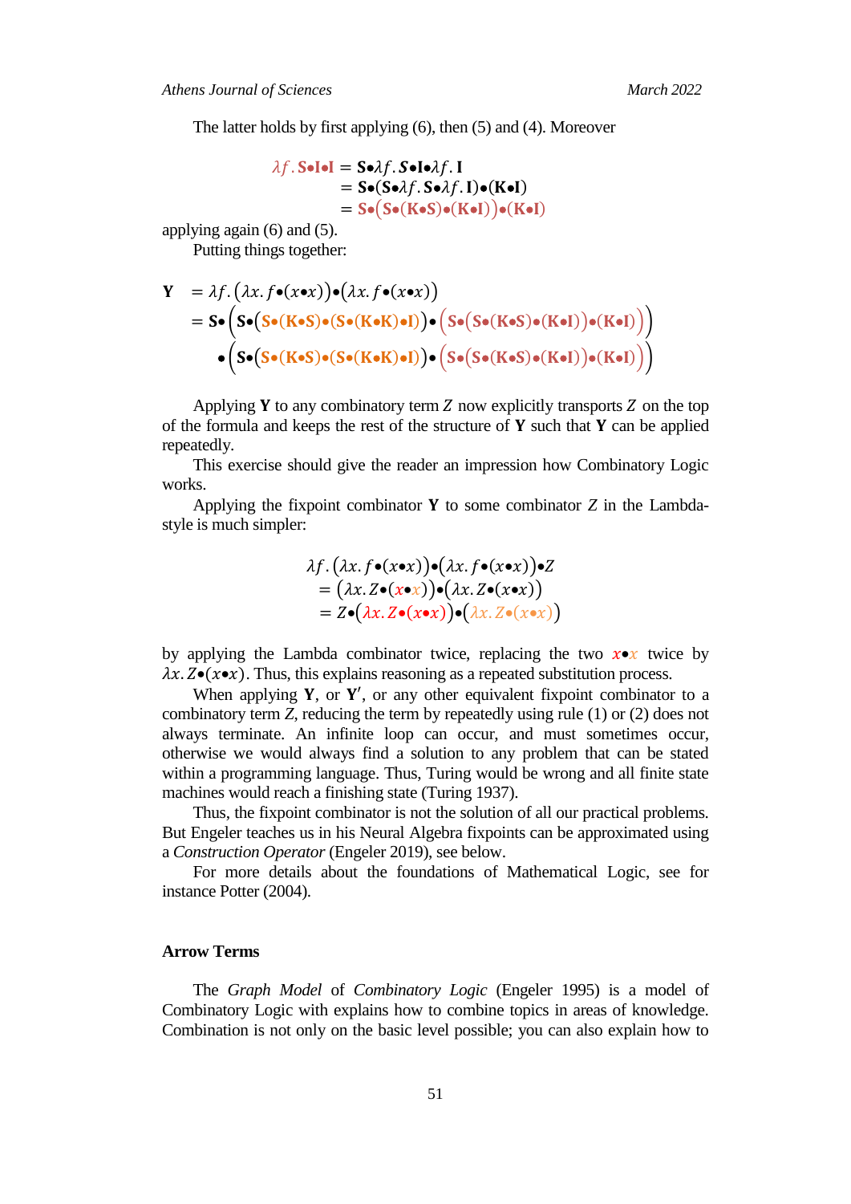The latter holds by first applying (6), then (5) and (4). Moreover

$$
\begin{aligned}
\lambda f.\,\mathbf{S}\bullet\mathbf{I}\bullet\mathbf{I} &= \mathbf{S}\bullet\lambda f.\,\mathbf{S}\bullet\mathbf{I}\bullet\lambda f.\,\mathbf{I} \\
&= \mathbf{S}\bullet(\mathbf{S}\bullet\lambda f.\,\mathbf{S}\bullet\lambda f.\,\mathbf{I})\bullet(\mathbf{K}\bullet\mathbf{I}) \\
&= \mathbf{S}\bullet\big(\mathbf{S}\bullet(\mathbf{K}\bullet\mathbf{S})\bullet(\mathbf{K}\bullet\mathbf{I})\big)\bullet(\mathbf{K}\bullet\mathbf{I})
\end{aligned}
$$

applying again (6) and (5).

Putting things together:

$$
\begin{aligned}
\mathbf{Y} &= \lambda f.\,\big(\lambda x.\,f\bullet(x\bullet x)\big)\bullet\big(\lambda x.\,f\bullet(x\bullet x)\big) \\
&= \mathbf{S}\bullet\Big(\mathbf{S}\bullet\big(\mathbf{S}\bullet(\mathbf{K}\bullet\mathbf{S})\bullet(\mathbf{S}\bullet(\mathbf{K}\bullet\mathbf{K})\bullet\mathbf{I})\big)\bullet\Big(\mathbf{S}\bullet\big(\mathbf{S}\bullet(\mathbf{K}\bullet\mathbf{S})\bullet(\mathbf{K}\bullet\mathbf{I})\big)\bullet(\mathbf{K}\bullet\mathbf{I})\Big)\Big) \\
&\quad\bullet\Big(\mathbf{S}\bullet\big(\mathbf{S}\bullet(\mathbf{K}\bullet\mathbf{S})\bullet(\mathbf{S}\bullet(\mathbf{K}\bullet\mathbf{K})\bullet\mathbf{I})\big)\bullet\Big(\mathbf{S}\bullet\big(\mathbf{S}\bullet(\mathbf{K}\bullet\mathbf{S})\bullet(\mathbf{K}\bullet\mathbf{I})\big)\bullet(\mathbf{K}\bullet\mathbf{I})\Big)\Big)
\end{aligned}
$$

Applying $\mathbf{Y}$ to any combinatory term $Z$ now explicitly transports $Z$ on the top of the formula and keeps the rest of the structure of $\mathbf{Y}$ such that $\mathbf{Y}$ can be applied repeatedly.

This exercise should give the reader an impression how Combinatory Logic works.

Applying the fixpoint combinator $\mathbf{Y}$ to some combinator $Z$ in the Lambda-style is much simpler:

$$
\begin{aligned}
&\lambda f.\,\big(\lambda x.\,f\bullet(x\bullet x)\big)\bullet\big(\lambda x.\,f\bullet(x\bullet x)\big)\bullet Z \\
&\quad= \big(\lambda x.\,Z\bullet(x\bullet x)\big)\bullet\big(\lambda x.\,Z\bullet(x\bullet x)\big) \\
&\quad= Z\bullet\big(\lambda x.\,Z\bullet(x\bullet x)\big)\bullet\big(\lambda x.\,Z\bullet(x\bullet x)\big)
\end{aligned}
$$

by applying the Lambda combinator twice, replacing the two $x\bullet x$ twice by $\lambda x.\,Z\bullet(x\bullet x)$. Thus, this explains reasoning as a repeated substitution process.

When applying $\mathbf{Y}$, or $\mathbf{Y}'$, or any other equivalent fixpoint combinator to a combinatory term $Z$, reducing the term by repeatedly using rule (1) or (2) does not always terminate. An infinite loop can occur, and must sometimes occur, otherwise we would always find a solution to any problem that can be stated within a programming language. Thus, Turing would be wrong and all finite state machines would reach a finishing state (Turing 1937).

Thus, the fixpoint combinator is not the solution of all our practical problems. But Engeler teaches us in his Neural Algebra fixpoints can be approximated using a *Construction Operator* (Engeler 2019), see below.

For more details about the foundations of Mathematical Logic, see for instance Potter (2004).

## Arrow Terms

The *Graph Model* of *Combinatory Logic* (Engeler 1995) is a model of Combinatory Logic with explains how to combine topics in areas of knowledge. Combination is not only on the basic level possible; you can also explain how to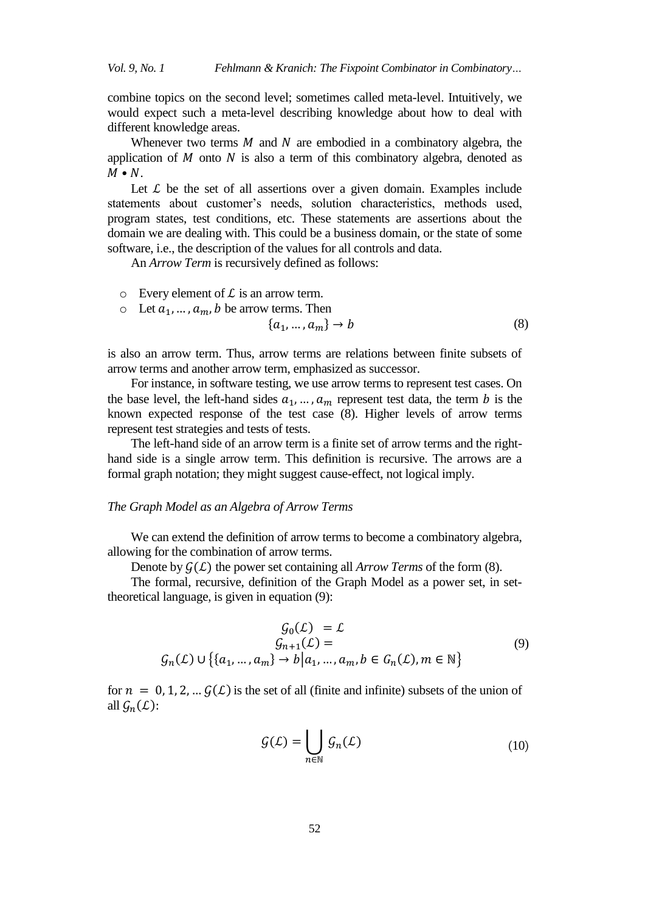combine topics on the second level; sometimes called meta-level. Intuitively, we would expect such a meta-level describing knowledge about how to deal with different knowledge areas.

Whenever two terms $M$ and $N$ are embodied in a combinatory algebra, the application of $M$ onto $N$ is also a term of this combinatory algebra, denoted as $M \bullet N$.

Let $\mathcal{L}$ be the set of all assertions over a given domain. Examples include statements about customer's needs, solution characteristics, methods used, program states, test conditions, etc. These statements are assertions about the domain we are dealing with. This could be a business domain, or the state of some software, i.e., the description of the values for all controls and data.

An *Arrow Term* is recursively defined as follows:

- Every element of $\mathcal{L}$ is an arrow term.
- Let $a_1, \ldots, a_m, b$ be arrow terms. Then

$$\{a_1, \ldots, a_m\} \to b \tag{8}$$

is also an arrow term. Thus, arrow terms are relations between finite subsets of arrow terms and another arrow term, emphasized as successor.

For instance, in software testing, we use arrow terms to represent test cases. On the base level, the left-hand sides $a_1, \ldots, a_m$ represent test data, the term $b$ is the known expected response of the test case (8). Higher levels of arrow terms represent test strategies and tests of tests.

The left-hand side of an arrow term is a finite set of arrow terms and the right-hand side is a single arrow term. This definition is recursive. The arrows are a formal graph notation; they might suggest cause-effect, not logical imply.

### *The Graph Model as an Algebra of Arrow Terms*

We can extend the definition of arrow terms to become a combinatory algebra, allowing for the combination of arrow terms.

Denote by $\mathcal{G}(\mathcal{L})$ the power set containing all *Arrow Terms* of the form (8).

The formal, recursive, definition of the Graph Model as a power set, in set-theoretical language, is given in equation (9):

$$\begin{gathered} \mathcal{G}_0(\mathcal{L}) \ = \mathcal{L} \\ \mathcal{G}_{n+1}(\mathcal{L}) = \\ \mathcal{G}_n(\mathcal{L}) \cup \big\{\{a_1, \ldots, a_m\} \to b \big| a_1, \ldots, a_m, b \in G_n(\mathcal{L}), m \in \mathbb{N}\big\} \end{gathered} \tag{9}$$

for $n = 0, 1, 2, \ldots \mathcal{G}(\mathcal{L})$ is the set of all (finite and infinite) subsets of the union of all $\mathcal{G}_n(\mathcal{L})$:

$$\mathcal{G}(\mathcal{L}) = \bigcup_{n \in \mathbb{N}} \mathcal{G}_n(\mathcal{L}) \tag{10}$$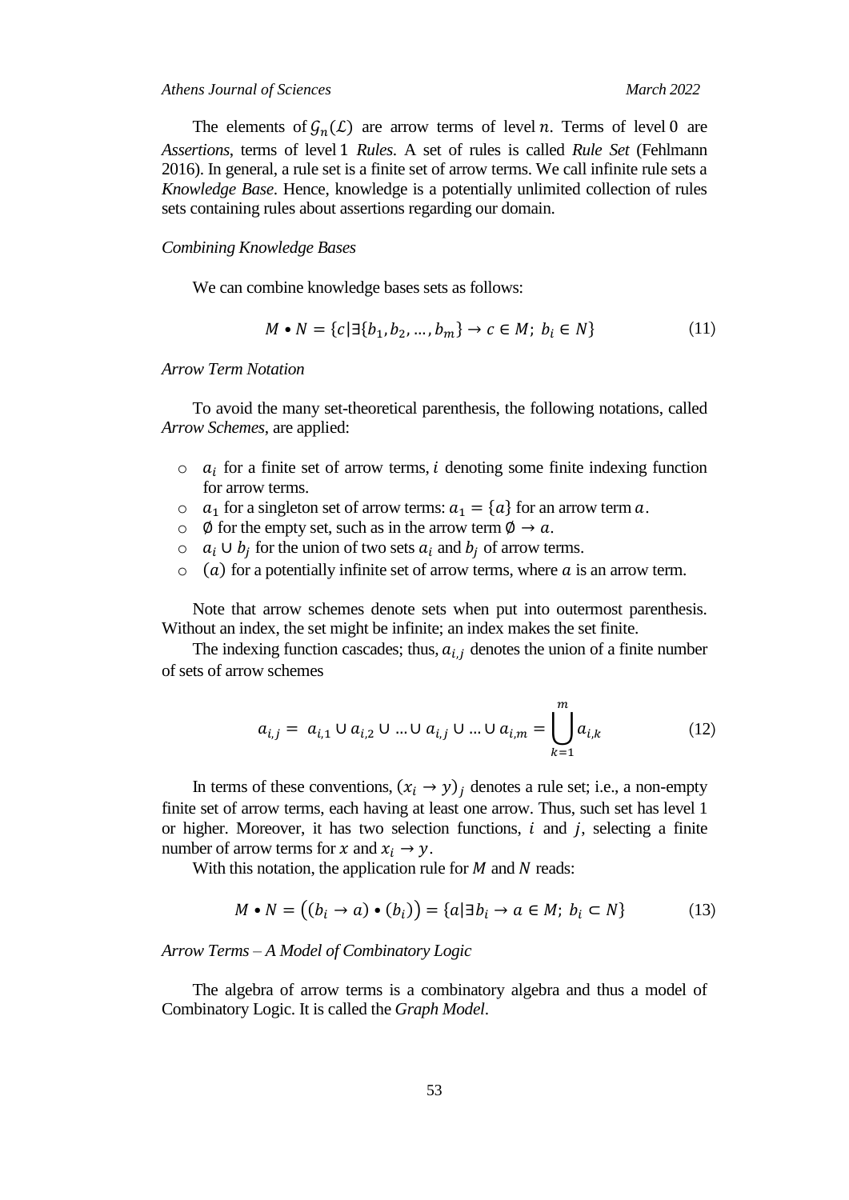The elements of $\mathcal{G}_n(\mathcal{L})$ are arrow terms of level $n$. Terms of level $0$ are *Assertions*, terms of level $1$ *Rules*. A set of rules is called *Rule Set* (Fehlmann 2016). In general, a rule set is a finite set of arrow terms. We call infinite rule sets a *Knowledge Base*. Hence, knowledge is a potentially unlimited collection of rules sets containing rules about assertions regarding our domain.

### *Combining Knowledge Bases*

We can combine knowledge bases sets as follows:

$$M \bullet N = \{c | \exists\{b_1, b_2, \ldots, b_m\} \to c \in M;\ b_i \in N\} \tag{11}$$

### *Arrow Term Notation*

To avoid the many set-theoretical parenthesis, the following notations, called *Arrow Schemes*, are applied:

- $a_i$ for a finite set of arrow terms, $i$ denoting some finite indexing function for arrow terms.
- $a_1$ for a singleton set of arrow terms: $a_1 = \{a\}$ for an arrow term $a$.
- $\emptyset$ for the empty set, such as in the arrow term $\emptyset \to a$.
- $a_i \cup b_j$ for the union of two sets $a_i$ and $b_j$ of arrow terms.
- $(a)$ for a potentially infinite set of arrow terms, where $a$ is an arrow term.

Note that arrow schemes denote sets when put into outermost parenthesis. Without an index, the set might be infinite; an index makes the set finite.

The indexing function cascades; thus, $a_{i,j}$ denotes the union of a finite number of sets of arrow schemes

$$a_{i,j} = a_{i,1} \cup a_{i,2} \cup \ldots \cup a_{i,j} \cup \ldots \cup a_{i,m} = \bigcup_{k=1}^{m} a_{i,k} \tag{12}$$

In terms of these conventions, $(x_i \to y)_j$ denotes a rule set; i.e., a non-empty finite set of arrow terms, each having at least one arrow. Thus, such set has level 1 or higher. Moreover, it has two selection functions, $i$ and $j$, selecting a finite number of arrow terms for $x$ and $x_i \to y$.

With this notation, the application rule for $M$ and $N$ reads:

$$M \bullet N = \big((b_i \to a) \bullet (b_i)\big) = \{a | \exists b_i \to a \in M;\ b_i \subset N\} \tag{13}$$

### *Arrow Terms – A Model of Combinatory Logic*

The algebra of arrow terms is a combinatory algebra and thus a model of Combinatory Logic. It is called the *Graph Model*.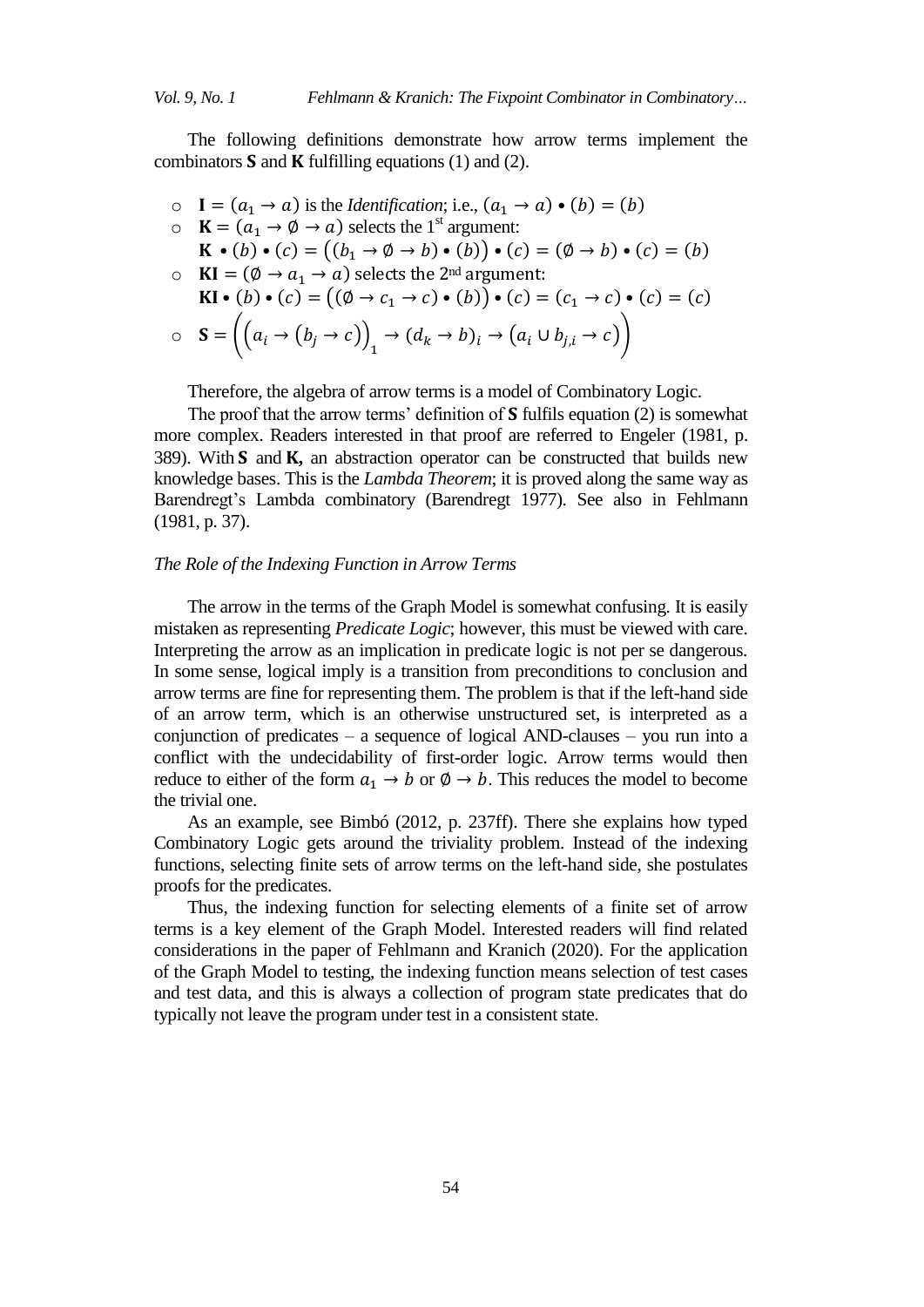The following definitions demonstrate how arrow terms implement the combinators **S** and **K** fulfilling equations (1) and (2).

- $\mathbf{I} = (a_1 \to a)$ is the *Identification*; i.e., $(a_1 \to a) \bullet (b) = (b)$
- $\mathbf{K} = (a_1 \to \emptyset \to a)$ selects the 1st argument:
  $\mathbf{K} \bullet (b) \bullet (c) = \big((b_1 \to \emptyset \to b) \bullet (b)\big) \bullet (c) = (\emptyset \to b) \bullet (c) = (b)$
- $\mathbf{KI} = (\emptyset \to a_1 \to a)$ selects the 2nd argument:
  $\mathbf{KI} \bullet (b) \bullet (c) = \big((\emptyset \to c_1 \to c) \bullet (b)\big) \bullet (c) = (c_1 \to c) \bullet (c) = (c)$
- $\mathbf{S} = \Big(\big(a_i \to (b_j \to c)\big)_1 \to (d_k \to b)_i \to \big(a_i \cup b_{j,i} \to c\big)\Big)$

Therefore, the algebra of arrow terms is a model of Combinatory Logic.

The proof that the arrow terms' definition of **S** fulfils equation (2) is somewhat more complex. Readers interested in that proof are referred to Engeler (1981, p. 389). With **S** and **K,** an abstraction operator can be constructed that builds new knowledge bases. This is the *Lambda Theorem*; it is proved along the same way as Barendregt's Lambda combinatory (Barendregt 1977). See also in Fehlmann (1981, p. 37).

### *The Role of the Indexing Function in Arrow Terms*

The arrow in the terms of the Graph Model is somewhat confusing. It is easily mistaken as representing *Predicate Logic*; however, this must be viewed with care. Interpreting the arrow as an implication in predicate logic is not per se dangerous. In some sense, logical imply is a transition from preconditions to conclusion and arrow terms are fine for representing them. The problem is that if the left-hand side of an arrow term, which is an otherwise unstructured set, is interpreted as a conjunction of predicates – a sequence of logical AND-clauses – you run into a conflict with the undecidability of first-order logic. Arrow terms would then reduce to either of the form $a_1 \to b$ or $\emptyset \to b$. This reduces the model to become the trivial one.

As an example, see Bimbó (2012, p. 237ff). There she explains how typed Combinatory Logic gets around the triviality problem. Instead of the indexing functions, selecting finite sets of arrow terms on the left-hand side, she postulates proofs for the predicates.

Thus, the indexing function for selecting elements of a finite set of arrow terms is a key element of the Graph Model. Interested readers will find related considerations in the paper of Fehlmann and Kranich (2020). For the application of the Graph Model to testing, the indexing function means selection of test cases and test data, and this is always a collection of program state predicates that do typically not leave the program under test in a consistent state.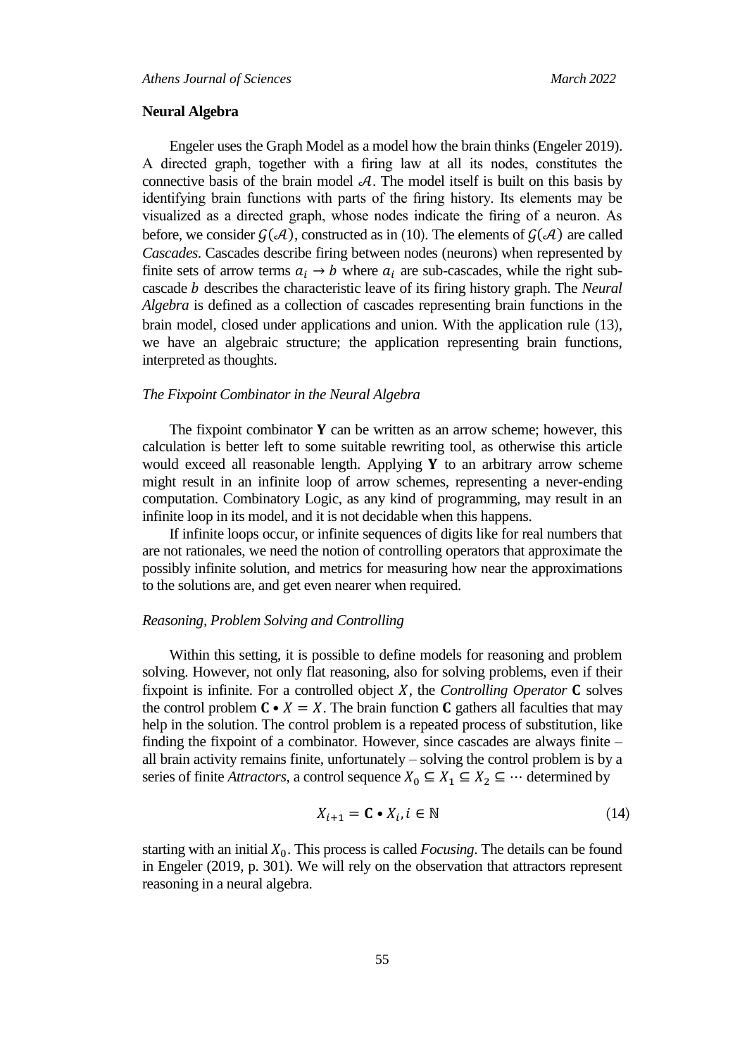### Neural Algebra

Engeler uses the Graph Model as a model how the brain thinks (Engeler 2019). A directed graph, together with a firing law at all its nodes, constitutes the connective basis of the brain model $\mathcal{A}$. The model itself is built on this basis by identifying brain functions with parts of the firing history. Its elements may be visualized as a directed graph, whose nodes indicate the firing of a neuron. As before, we consider $\mathcal{G}(\mathcal{A})$, constructed as in (10). The elements of $\mathcal{G}(\mathcal{A})$ are called *Cascades*. Cascades describe firing between nodes (neurons) when represented by finite sets of arrow terms $a_i \to b$ where $a_i$ are sub-cascades, while the right sub-cascade $b$ describes the characteristic leave of its firing history graph. The *Neural Algebra* is defined as a collection of cascades representing brain functions in the brain model, closed under applications and union. With the application rule (13), we have an algebraic structure; the application representing brain functions, interpreted as thoughts.

#### *The Fixpoint Combinator in the Neural Algebra*

The fixpoint combinator $\mathbf{Y}$ can be written as an arrow scheme; however, this calculation is better left to some suitable rewriting tool, as otherwise this article would exceed all reasonable length. Applying $\mathbf{Y}$ to an arbitrary arrow scheme might result in an infinite loop of arrow schemes, representing a never-ending computation. Combinatory Logic, as any kind of programming, may result in an infinite loop in its model, and it is not decidable when this happens.

If infinite loops occur, or infinite sequences of digits like for real numbers that are not rationales, we need the notion of controlling operators that approximate the possibly infinite solution, and metrics for measuring how near the approximations to the solutions are, and get even nearer when required.

#### *Reasoning, Problem Solving and Controlling*

Within this setting, it is possible to define models for reasoning and problem solving. However, not only flat reasoning, also for solving problems, even if their fixpoint is infinite. For a controlled object $X$, the *Controlling Operator* $\mathbf{C}$ solves the control problem $\mathbf{C} \bullet X = X$. The brain function $\mathbf{C}$ gathers all faculties that may help in the solution. The control problem is a repeated process of substitution, like finding the fixpoint of a combinator. However, since cascades are always finite – all brain activity remains finite, unfortunately – solving the control problem is by a series of finite *Attractors*, a control sequence $X_0 \subseteq X_1 \subseteq X_2 \subseteq \cdots$ determined by

$$X_{i+1} = \mathbf{C} \bullet X_i, i \in \mathbb{N} \tag{14}$$

starting with an initial $X_0$. This process is called *Focusing*. The details can be found in Engeler (2019, p. 301). We will rely on the observation that attractors represent reasoning in a neural algebra.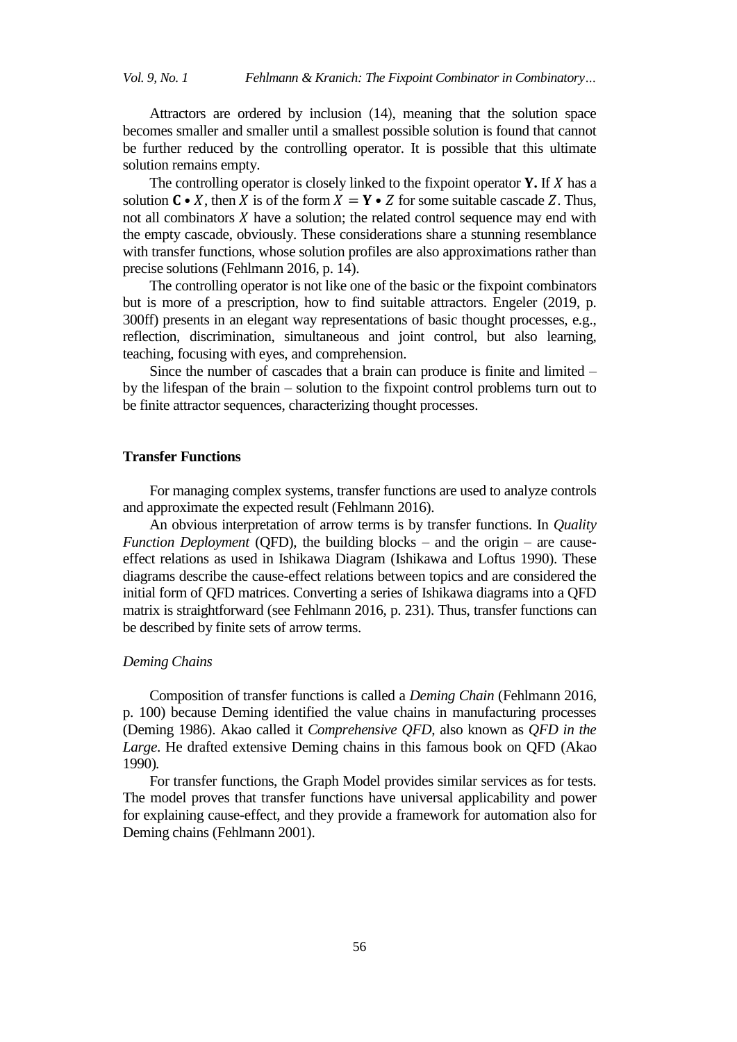Attractors are ordered by inclusion (14), meaning that the solution space becomes smaller and smaller until a smallest possible solution is found that cannot be further reduced by the controlling operator. It is possible that this ultimate solution remains empty.

The controlling operator is closely linked to the fixpoint operator **Y.** If $X$ has a solution $\mathbf{C} \bullet X$, then $X$ is of the form $X = \mathbf{Y} \bullet Z$ for some suitable cascade $Z$. Thus, not all combinators $X$ have a solution; the related control sequence may end with the empty cascade, obviously. These considerations share a stunning resemblance with transfer functions, whose solution profiles are also approximations rather than precise solutions (Fehlmann 2016, p. 14).

The controlling operator is not like one of the basic or the fixpoint combinators but is more of a prescription, how to find suitable attractors. Engeler (2019, p. 300ff) presents in an elegant way representations of basic thought processes, e.g., reflection, discrimination, simultaneous and joint control, but also learning, teaching, focusing with eyes, and comprehension.

Since the number of cascades that a brain can produce is finite and limited – by the lifespan of the brain – solution to the fixpoint control problems turn out to be finite attractor sequences, characterizing thought processes.

## Transfer Functions

For managing complex systems, transfer functions are used to analyze controls and approximate the expected result (Fehlmann 2016).

An obvious interpretation of arrow terms is by transfer functions. In *Quality Function Deployment* (QFD), the building blocks – and the origin – are cause-effect relations as used in Ishikawa Diagram (Ishikawa and Loftus 1990). These diagrams describe the cause-effect relations between topics and are considered the initial form of QFD matrices. Converting a series of Ishikawa diagrams into a QFD matrix is straightforward (see Fehlmann 2016, p. 231). Thus, transfer functions can be described by finite sets of arrow terms.

### *Deming Chains*

Composition of transfer functions is called a *Deming Chain* (Fehlmann 2016, p. 100) because Deming identified the value chains in manufacturing processes (Deming 1986). Akao called it *Comprehensive QFD*, also known as *QFD in the Large*. He drafted extensive Deming chains in this famous book on QFD (Akao 1990).

For transfer functions, the Graph Model provides similar services as for tests. The model proves that transfer functions have universal applicability and power for explaining cause-effect, and they provide a framework for automation also for Deming chains (Fehlmann 2001).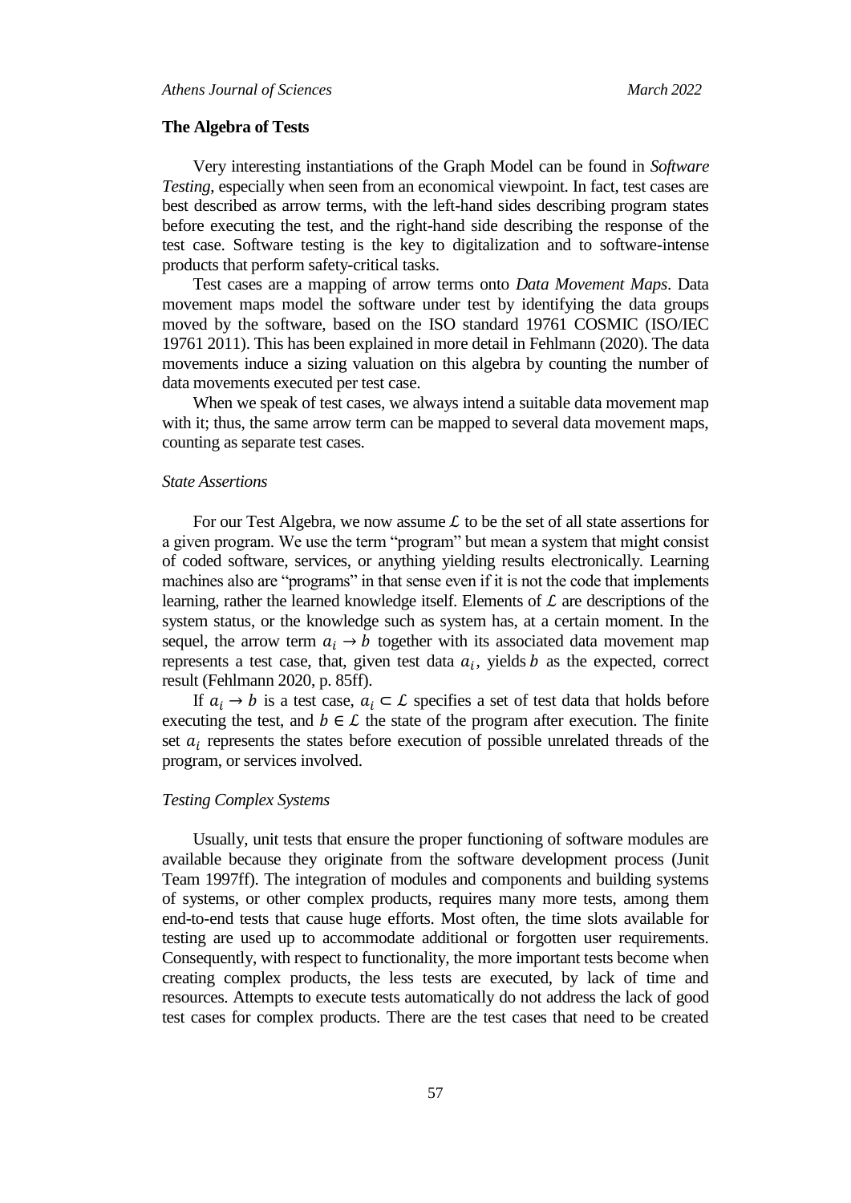**The Algebra of Tests**

Very interesting instantiations of the Graph Model can be found in *Software Testing*, especially when seen from an economical viewpoint. In fact, test cases are best described as arrow terms, with the left-hand sides describing program states before executing the test, and the right-hand side describing the response of the test case. Software testing is the key to digitalization and to software-intense products that perform safety-critical tasks.

Test cases are a mapping of arrow terms onto *Data Movement Maps*. Data movement maps model the software under test by identifying the data groups moved by the software, based on the ISO standard 19761 COSMIC (ISO/IEC 19761 2011). This has been explained in more detail in Fehlmann (2020). The data movements induce a sizing valuation on this algebra by counting the number of data movements executed per test case.

When we speak of test cases, we always intend a suitable data movement map with it; thus, the same arrow term can be mapped to several data movement maps, counting as separate test cases.

*State Assertions*

For our Test Algebra, we now assume $\mathcal{L}$ to be the set of all state assertions for a given program. We use the term "program" but mean a system that might consist of coded software, services, or anything yielding results electronically. Learning machines also are "programs" in that sense even if it is not the code that implements learning, rather the learned knowledge itself. Elements of $\mathcal{L}$ are descriptions of the system status, or the knowledge such as system has, at a certain moment. In the sequel, the arrow term $a_i \to b$ together with its associated data movement map represents a test case, that, given test data $a_i$, yields $b$ as the expected, correct result (Fehlmann 2020, p. 85ff).

If $a_i \to b$ is a test case, $a_i \subset \mathcal{L}$ specifies a set of test data that holds before executing the test, and $b \in \mathcal{L}$ the state of the program after execution. The finite set $a_i$ represents the states before execution of possible unrelated threads of the program, or services involved.

*Testing Complex Systems*

Usually, unit tests that ensure the proper functioning of software modules are available because they originate from the software development process (Junit Team 1997ff). The integration of modules and components and building systems of systems, or other complex products, requires many more tests, among them end-to-end tests that cause huge efforts. Most often, the time slots available for testing are used up to accommodate additional or forgotten user requirements. Consequently, with respect to functionality, the more important tests become when creating complex products, the less tests are executed, by lack of time and resources. Attempts to execute tests automatically do not address the lack of good test cases for complex products. There are the test cases that need to be created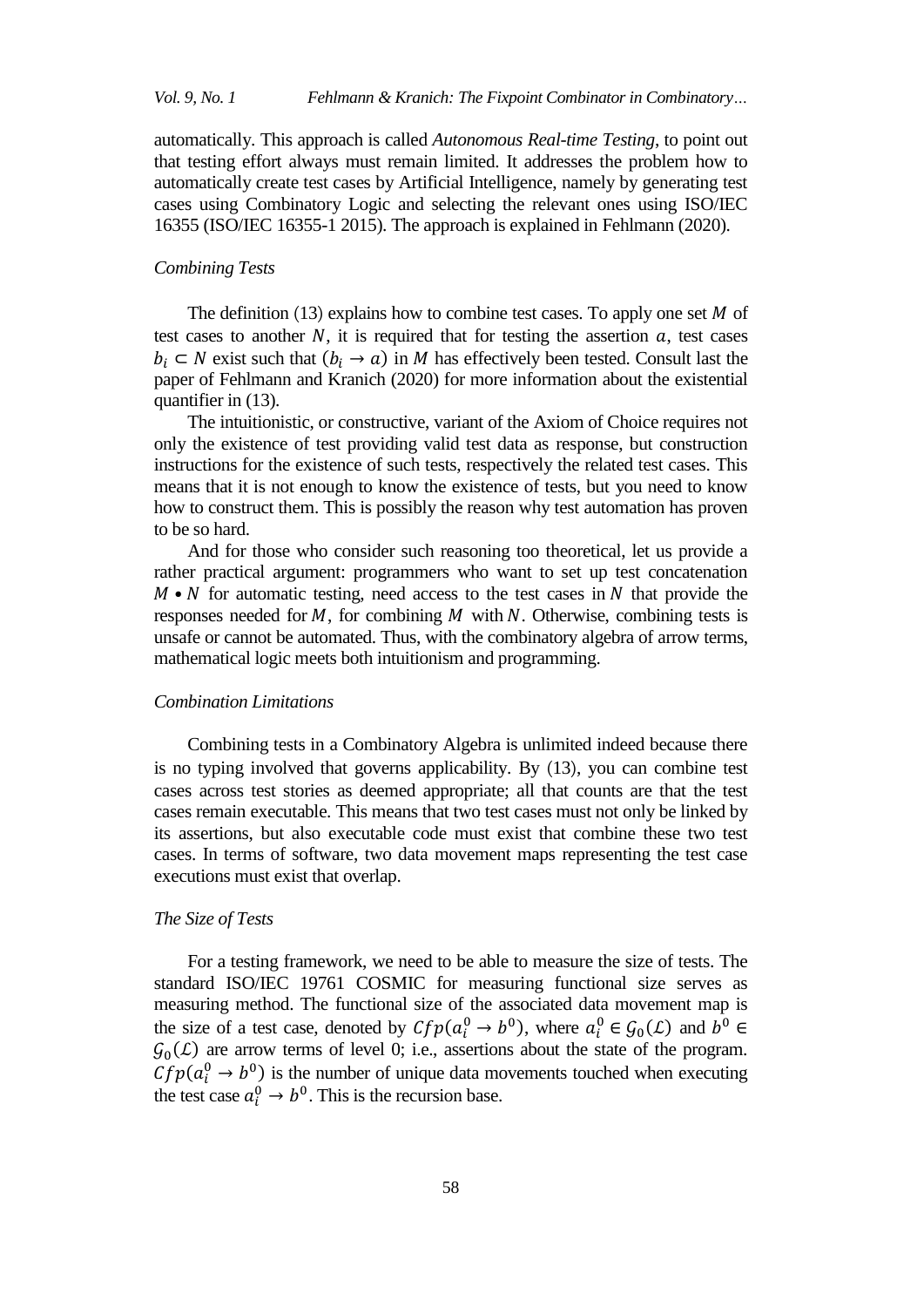automatically. This approach is called *Autonomous Real-time Testing*, to point out that testing effort always must remain limited. It addresses the problem how to automatically create test cases by Artificial Intelligence, namely by generating test cases using Combinatory Logic and selecting the relevant ones using ISO/IEC 16355 (ISO/IEC 16355-1 2015). The approach is explained in Fehlmann (2020).

### *Combining Tests*

The definition (13) explains how to combine test cases. To apply one set $M$ of test cases to another $N$, it is required that for testing the assertion $a$, test cases $b_i \subset N$ exist such that $(b_i \to a)$ in $M$ has effectively been tested. Consult last the paper of Fehlmann and Kranich (2020) for more information about the existential quantifier in (13).

The intuitionistic, or constructive, variant of the Axiom of Choice requires not only the existence of test providing valid test data as response, but construction instructions for the existence of such tests, respectively the related test cases. This means that it is not enough to know the existence of tests, but you need to know how to construct them. This is possibly the reason why test automation has proven to be so hard.

And for those who consider such reasoning too theoretical, let us provide a rather practical argument: programmers who want to set up test concatenation $M \bullet N$ for automatic testing, need access to the test cases in $N$ that provide the responses needed for $M$, for combining $M$ with $N$. Otherwise, combining tests is unsafe or cannot be automated. Thus, with the combinatory algebra of arrow terms, mathematical logic meets both intuitionism and programming.

### *Combination Limitations*

Combining tests in a Combinatory Algebra is unlimited indeed because there is no typing involved that governs applicability. By (13), you can combine test cases across test stories as deemed appropriate; all that counts are that the test cases remain executable. This means that two test cases must not only be linked by its assertions, but also executable code must exist that combine these two test cases. In terms of software, two data movement maps representing the test case executions must exist that overlap.

### *The Size of Tests*

For a testing framework, we need to be able to measure the size of tests. The standard ISO/IEC 19761 COSMIC for measuring functional size serves as measuring method. The functional size of the associated data movement map is the size of a test case, denoted by $Cfp(a_i^0 \to b^0)$, where $a_i^0 \in \mathcal{G}_0(\mathcal{L})$ and $b^0 \in \mathcal{G}_0(\mathcal{L})$ are arrow terms of level 0; i.e., assertions about the state of the program. $Cfp(a_i^0 \to b^0)$ is the number of unique data movements touched when executing the test case $a_i^0 \to b^0$. This is the recursion base.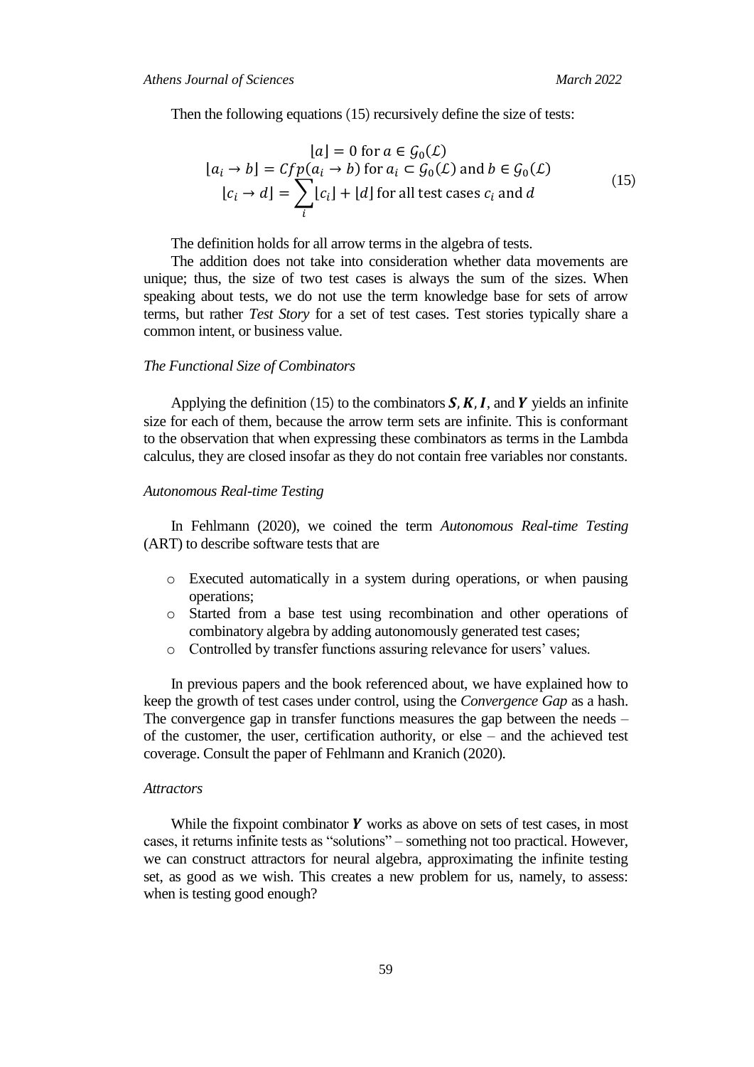Then the following equations (15) recursively define the size of tests:

$$
\begin{gathered}
\lfloor a \rfloor = 0 \text{ for } a \in \mathcal{G}_0(\mathcal{L}) \\
\lfloor a_i \to b \rfloor = Cfp(a_i \to b) \text{ for } a_i \subset \mathcal{G}_0(\mathcal{L}) \text{ and } b \in \mathcal{G}_0(\mathcal{L}) \\
\lfloor c_i \to d \rfloor = \sum_i \lfloor c_i \rfloor + \lfloor d \rfloor \text{ for all test cases } c_i \text{ and } d
\end{gathered}
\tag{15}
$$

The definition holds for all arrow terms in the algebra of tests.

The addition does not take into consideration whether data movements are unique; thus, the size of two test cases is always the sum of the sizes. When speaking about tests, we do not use the term knowledge base for sets of arrow terms, but rather *Test Story* for a set of test cases. Test stories typically share a common intent, or business value.

### *The Functional Size of Combinators*

Applying the definition (15) to the combinators $\boldsymbol{S}, \boldsymbol{K}, \boldsymbol{I}$, and $\boldsymbol{Y}$ yields an infinite size for each of them, because the arrow term sets are infinite. This is conformant to the observation that when expressing these combinators as terms in the Lambda calculus, they are closed insofar as they do not contain free variables nor constants.

### *Autonomous Real-time Testing*

In Fehlmann (2020), we coined the term *Autonomous Real-time Testing* (ART) to describe software tests that are

- Executed automatically in a system during operations, or when pausing operations;
- Started from a base test using recombination and other operations of combinatory algebra by adding autonomously generated test cases;
- Controlled by transfer functions assuring relevance for users' values.

In previous papers and the book referenced about, we have explained how to keep the growth of test cases under control, using the *Convergence Gap* as a hash. The convergence gap in transfer functions measures the gap between the needs – of the customer, the user, certification authority, or else – and the achieved test coverage. Consult the paper of Fehlmann and Kranich (2020).

### *Attractors*

While the fixpoint combinator $\boldsymbol{Y}$ works as above on sets of test cases, in most cases, it returns infinite tests as "solutions" – something not too practical. However, we can construct attractors for neural algebra, approximating the infinite testing set, as good as we wish. This creates a new problem for us, namely, to assess: when is testing good enough?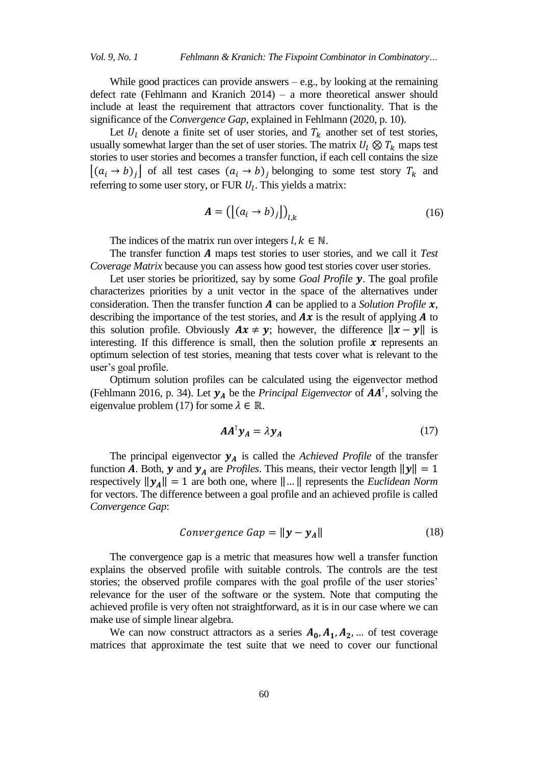While good practices can provide answers – e.g., by looking at the remaining defect rate (Fehlmann and Kranich 2014) – a more theoretical answer should include at least the requirement that attractors cover functionality. That is the significance of the *Convergence Gap*, explained in Fehlmann (2020, p. 10).

Let $U_l$ denote a finite set of user stories, and $T_k$ another set of test stories, usually somewhat larger than the set of user stories. The matrix $U_l \otimes T_k$ maps test stories to user stories and becomes a transfer function, if each cell contains the size $\left|(a_i \to b)_j\right|$ of all test cases $(a_i \to b)_j$ belonging to some test story $T_k$ and referring to some user story, or FUR $U_l$. This yields a matrix:

$$\boldsymbol{A} = \left(\left|(a_i \to b)_j\right|\right)_{l,k} \tag{16}$$

The indices of the matrix run over integers $l, k \in \mathbb{N}$.

The transfer function $\boldsymbol{A}$ maps test stories to user stories, and we call it *Test Coverage Matrix* because you can assess how good test stories cover user stories.

Let user stories be prioritized, say by some *Goal Profile* $\boldsymbol{y}$. The goal profile characterizes priorities by a unit vector in the space of the alternatives under consideration. Then the transfer function $\boldsymbol{A}$ can be applied to a *Solution Profile* $\boldsymbol{x}$, describing the importance of the test stories, and $\boldsymbol{Ax}$ is the result of applying $\boldsymbol{A}$ to this solution profile. Obviously $\boldsymbol{Ax} \neq \boldsymbol{y}$; however, the difference $\|\boldsymbol{x} - \boldsymbol{y}\|$ is interesting. If this difference is small, then the solution profile $\boldsymbol{x}$ represents an optimum selection of test stories, meaning that tests cover what is relevant to the user's goal profile.

Optimum solution profiles can be calculated using the eigenvector method (Fehlmann 2016, p. 34). Let $\boldsymbol{y_A}$ be the *Principal Eigenvector* of $\boldsymbol{AA}^{\intercal}$, solving the eigenvalue problem (17) for some $\lambda \in \mathbb{R}$.

$$\boldsymbol{AA}^{\intercal}\boldsymbol{y_A} = \lambda \boldsymbol{y_A} \tag{17}$$

The principal eigenvector $\boldsymbol{y_A}$ is called the *Achieved Profile* of the transfer function $\boldsymbol{A}$. Both, $\boldsymbol{y}$ and $\boldsymbol{y_A}$ are *Profiles*. This means, their vector length $\|\boldsymbol{y}\| = 1$ respectively $\|\boldsymbol{y_A}\| = 1$ are both one, where $\|...\|$ represents the *Euclidean Norm* for vectors. The difference between a goal profile and an achieved profile is called *Convergence Gap*:

$$Convergence\ Gap = \|\boldsymbol{y} - \boldsymbol{y_A}\| \tag{18}$$

The convergence gap is a metric that measures how well a transfer function explains the observed profile with suitable controls. The controls are the test stories; the observed profile compares with the goal profile of the user stories' relevance for the user of the software or the system. Note that computing the achieved profile is very often not straightforward, as it is in our case where we can make use of simple linear algebra.

We can now construct attractors as a series $\boldsymbol{A_0}, \boldsymbol{A_1}, \boldsymbol{A_2}, ...$ of test coverage matrices that approximate the test suite that we need to cover our functional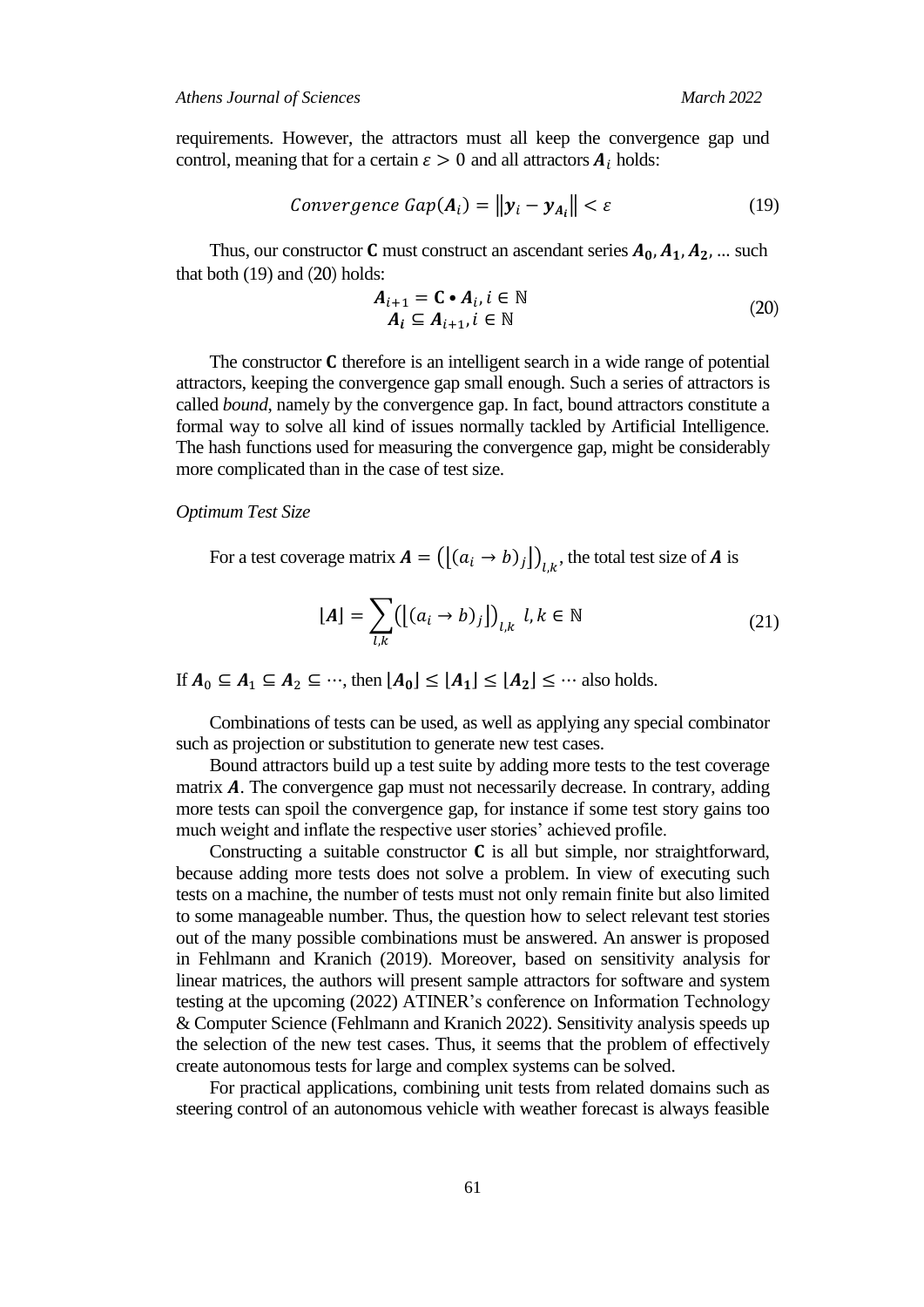requirements. However, the attractors must all keep the convergence gap und control, meaning that for a certain $\varepsilon > 0$ and all attractors $\boldsymbol{A}_i$ holds:

$$Convergence\ Gap(\boldsymbol{A}_i) = \left\|\boldsymbol{y}_i - \boldsymbol{y}_{\boldsymbol{A}_i}\right\| < \varepsilon \tag{19}$$

Thus, our constructor $\mathbf{C}$ must construct an ascendant series $\boldsymbol{A_0}, \boldsymbol{A_1}, \boldsymbol{A_2}, \ldots$ such that both (19) and (20) holds:

$$\begin{gathered}\boldsymbol{A}_{i+1} = \mathbf{C} \bullet \boldsymbol{A}_i, i \in \mathbb{N} \\ \boldsymbol{A_i} \subseteq \boldsymbol{A}_{i+1}, i \in \mathbb{N}\end{gathered} \tag{20}$$

The constructor $\mathbf{C}$ therefore is an intelligent search in a wide range of potential attractors, keeping the convergence gap small enough. Such a series of attractors is called *bound*, namely by the convergence gap. In fact, bound attractors constitute a formal way to solve all kind of issues normally tackled by Artificial Intelligence. The hash functions used for measuring the convergence gap, might be considerably more complicated than in the case of test size.

*Optimum Test Size*

For a test coverage matrix $\boldsymbol{A} = \left(\lfloor(a_i \to b)_j\rfloor\right)_{l,k}$, the total test size of $\boldsymbol{A}$ is

$$\lfloor \boldsymbol{A} \rfloor = \sum_{l,k} \left(\lfloor(a_i \to b)_j\rfloor\right)_{l,k} \ l,k \in \mathbb{N} \tag{21}$$

If $\boldsymbol{A}_0 \subseteq \boldsymbol{A}_1 \subseteq \boldsymbol{A}_2 \subseteq \cdots$, then $\lfloor \boldsymbol{A_0} \rfloor \leq \lfloor \boldsymbol{A_1} \rfloor \leq \lfloor \boldsymbol{A_2} \rfloor \leq \cdots$ also holds.

Combinations of tests can be used, as well as applying any special combinator such as projection or substitution to generate new test cases.

Bound attractors build up a test suite by adding more tests to the test coverage matrix $\boldsymbol{A}$. The convergence gap must not necessarily decrease. In contrary, adding more tests can spoil the convergence gap, for instance if some test story gains too much weight and inflate the respective user stories' achieved profile.

Constructing a suitable constructor $\mathbf{C}$ is all but simple, nor straightforward, because adding more tests does not solve a problem. In view of executing such tests on a machine, the number of tests must not only remain finite but also limited to some manageable number. Thus, the question how to select relevant test stories out of the many possible combinations must be answered. An answer is proposed in Fehlmann and Kranich (2019). Moreover, based on sensitivity analysis for linear matrices, the authors will present sample attractors for software and system testing at the upcoming (2022) ATINER's conference on Information Technology & Computer Science (Fehlmann and Kranich 2022). Sensitivity analysis speeds up the selection of the new test cases. Thus, it seems that the problem of effectively create autonomous tests for large and complex systems can be solved.

For practical applications, combining unit tests from related domains such as steering control of an autonomous vehicle with weather forecast is always feasible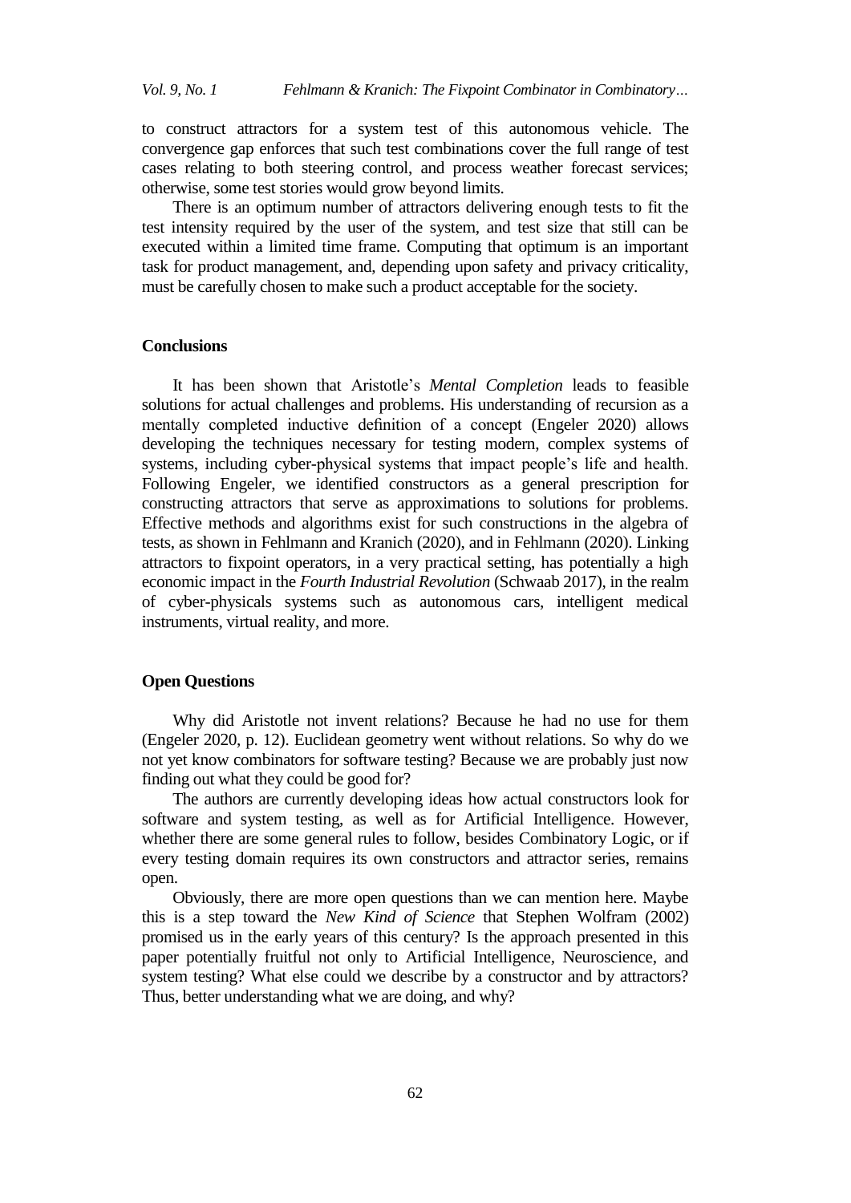to construct attractors for a system test of this autonomous vehicle. The convergence gap enforces that such test combinations cover the full range of test cases relating to both steering control, and process weather forecast services; otherwise, some test stories would grow beyond limits.

There is an optimum number of attractors delivering enough tests to fit the test intensity required by the user of the system, and test size that still can be executed within a limited time frame. Computing that optimum is an important task for product management, and, depending upon safety and privacy criticality, must be carefully chosen to make such a product acceptable for the society.

## Conclusions

It has been shown that Aristotle's *Mental Completion* leads to feasible solutions for actual challenges and problems. His understanding of recursion as a mentally completed inductive definition of a concept (Engeler 2020) allows developing the techniques necessary for testing modern, complex systems of systems, including cyber-physical systems that impact people's life and health. Following Engeler, we identified constructors as a general prescription for constructing attractors that serve as approximations to solutions for problems. Effective methods and algorithms exist for such constructions in the algebra of tests, as shown in Fehlmann and Kranich (2020), and in Fehlmann (2020). Linking attractors to fixpoint operators, in a very practical setting, has potentially a high economic impact in the *Fourth Industrial Revolution* (Schwaab 2017), in the realm of cyber-physicals systems such as autonomous cars, intelligent medical instruments, virtual reality, and more.

## Open Questions

Why did Aristotle not invent relations? Because he had no use for them (Engeler 2020, p. 12). Euclidean geometry went without relations. So why do we not yet know combinators for software testing? Because we are probably just now finding out what they could be good for?

The authors are currently developing ideas how actual constructors look for software and system testing, as well as for Artificial Intelligence. However, whether there are some general rules to follow, besides Combinatory Logic, or if every testing domain requires its own constructors and attractor series, remains open.

Obviously, there are more open questions than we can mention here. Maybe this is a step toward the *New Kind of Science* that Stephen Wolfram (2002) promised us in the early years of this century? Is the approach presented in this paper potentially fruitful not only to Artificial Intelligence, Neuroscience, and system testing? What else could we describe by a constructor and by attractors? Thus, better understanding what we are doing, and why?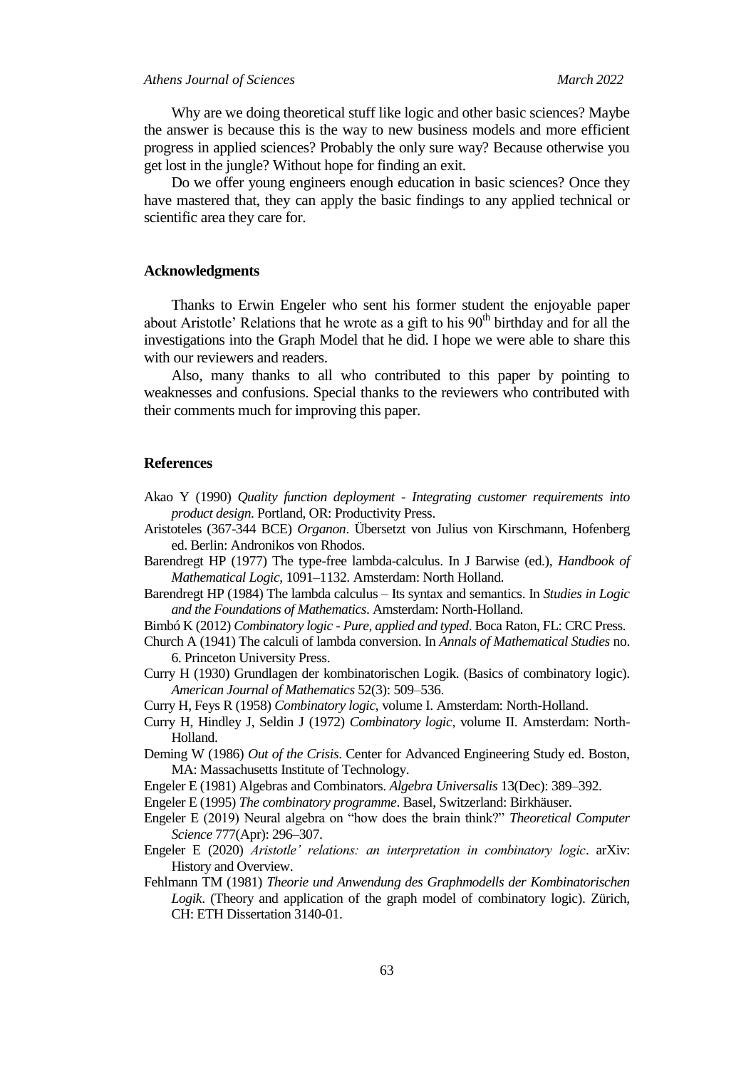Why are we doing theoretical stuff like logic and other basic sciences? Maybe the answer is because this is the way to new business models and more efficient progress in applied sciences? Probably the only sure way? Because otherwise you get lost in the jungle? Without hope for finding an exit.

Do we offer young engineers enough education in basic sciences? Once they have mastered that, they can apply the basic findings to any applied technical or scientific area they care for.

## Acknowledgments

Thanks to Erwin Engeler who sent his former student the enjoyable paper about Aristotle' Relations that he wrote as a gift to his 90th birthday and for all the investigations into the Graph Model that he did. I hope we were able to share this with our reviewers and readers.

Also, many thanks to all who contributed to this paper by pointing to weaknesses and confusions. Special thanks to the reviewers who contributed with their comments much for improving this paper.

## References

Akao Y (1990) *Quality function deployment - Integrating customer requirements into product design*. Portland, OR: Productivity Press.

Aristoteles (367-344 BCE) *Organon*. Übersetzt von Julius von Kirschmann, Hofenberg ed. Berlin: Andronikos von Rhodos.

Barendregt HP (1977) The type-free lambda-calculus. In J Barwise (ed.), *Handbook of Mathematical Logic*, 1091–1132. Amsterdam: North Holland.

Barendregt HP (1984) The lambda calculus – Its syntax and semantics. In *Studies in Logic and the Foundations of Mathematics*. Amsterdam: North-Holland.

Bimbó K (2012) *Combinatory logic - Pure, applied and typed*. Boca Raton, FL: CRC Press.

Church A (1941) The calculi of lambda conversion. In *Annals of Mathematical Studies* no. 6. Princeton University Press.

Curry H (1930) Grundlagen der kombinatorischen Logik. (Basics of combinatory logic). *American Journal of Mathematics* 52(3): 509–536.

Curry H, Feys R (1958) *Combinatory logic*, volume I. Amsterdam: North-Holland.

Curry H, Hindley J, Seldin J (1972) *Combinatory logic*, volume II. Amsterdam: North-Holland.

Deming W (1986) *Out of the Crisis*. Center for Advanced Engineering Study ed. Boston, MA: Massachusetts Institute of Technology.

Engeler E (1981) Algebras and Combinators. *Algebra Universalis* 13(Dec): 389–392.

Engeler E (1995) *The combinatory programme*. Basel, Switzerland: Birkhäuser.

Engeler E (2019) Neural algebra on "how does the brain think?" *Theoretical Computer Science* 777(Apr): 296–307.

Engeler E (2020) *Aristotle' relations: an interpretation in combinatory logic*. arXiv: History and Overview.

Fehlmann TM (1981) *Theorie und Anwendung des Graphmodells der Kombinatorischen Logik*. (Theory and application of the graph model of combinatory logic). Zürich, CH: ETH Dissertation 3140-01.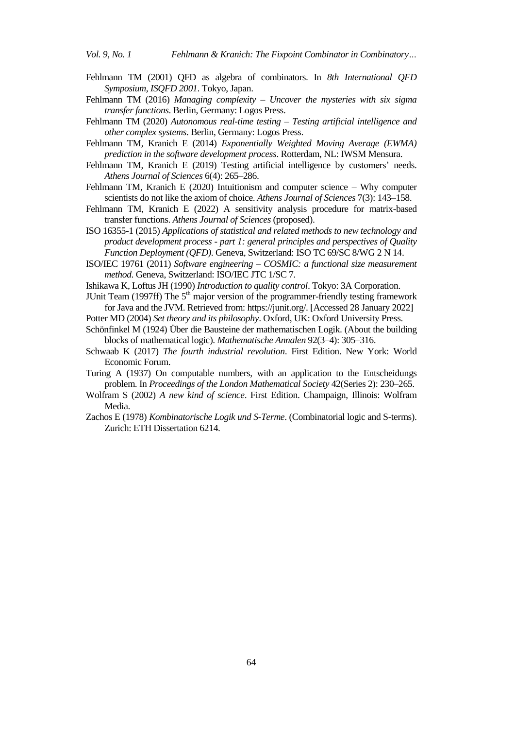Fehlmann TM (2001) QFD as algebra of combinators. In *8th International QFD Symposium, ISQFD 2001*. Tokyo, Japan.

Fehlmann TM (2016) *Managing complexity – Uncover the mysteries with six sigma transfer functions*. Berlin, Germany: Logos Press.

Fehlmann TM (2020) *Autonomous real-time testing – Testing artificial intelligence and other complex systems*. Berlin, Germany: Logos Press.

Fehlmann TM, Kranich E (2014) *Exponentially Weighted Moving Average (EWMA) prediction in the software development process*. Rotterdam, NL: IWSM Mensura.

Fehlmann TM, Kranich E (2019) Testing artificial intelligence by customers' needs. *Athens Journal of Sciences* 6(4): 265–286.

Fehlmann TM, Kranich E (2020) Intuitionism and computer science – Why computer scientists do not like the axiom of choice. *Athens Journal of Sciences* 7(3): 143–158.

Fehlmann TM, Kranich E (2022) A sensitivity analysis procedure for matrix-based transfer functions. *Athens Journal of Sciences* (proposed).

ISO 16355-1 (2015) *Applications of statistical and related methods to new technology and product development process - part 1: general principles and perspectives of Quality Function Deployment (QFD)*. Geneva, Switzerland: ISO TC 69/SC 8/WG 2 N 14.

ISO/IEC 19761 (2011) *Software engineering – COSMIC: a functional size measurement method*. Geneva, Switzerland: ISO/IEC JTC 1/SC 7.

Ishikawa K, Loftus JH (1990) *Introduction to quality control*. Tokyo: 3A Corporation.

JUnit Team (1997ff) The 5th major version of the programmer-friendly testing framework for Java and the JVM. Retrieved from: https://junit.org/. [Accessed 28 January 2022]

Potter MD (2004) *Set theory and its philosophy*. Oxford, UK: Oxford University Press.

Schönfinkel M (1924) Über die Bausteine der mathematischen Logik. (About the building blocks of mathematical logic). *Mathematische Annalen* 92(3–4): 305–316.

Schwaab K (2017) *The fourth industrial revolution*. First Edition. New York: World Economic Forum.

Turing A (1937) On computable numbers, with an application to the Entscheidungs problem. In *Proceedings of the London Mathematical Society* 42(Series 2): 230–265.

Wolfram S (2002) *A new kind of science*. First Edition. Champaign, Illinois: Wolfram Media.

Zachos E (1978) *Kombinatorische Logik und S-Terme*. (Combinatorial logic and S-terms). Zurich: ETH Dissertation 6214.